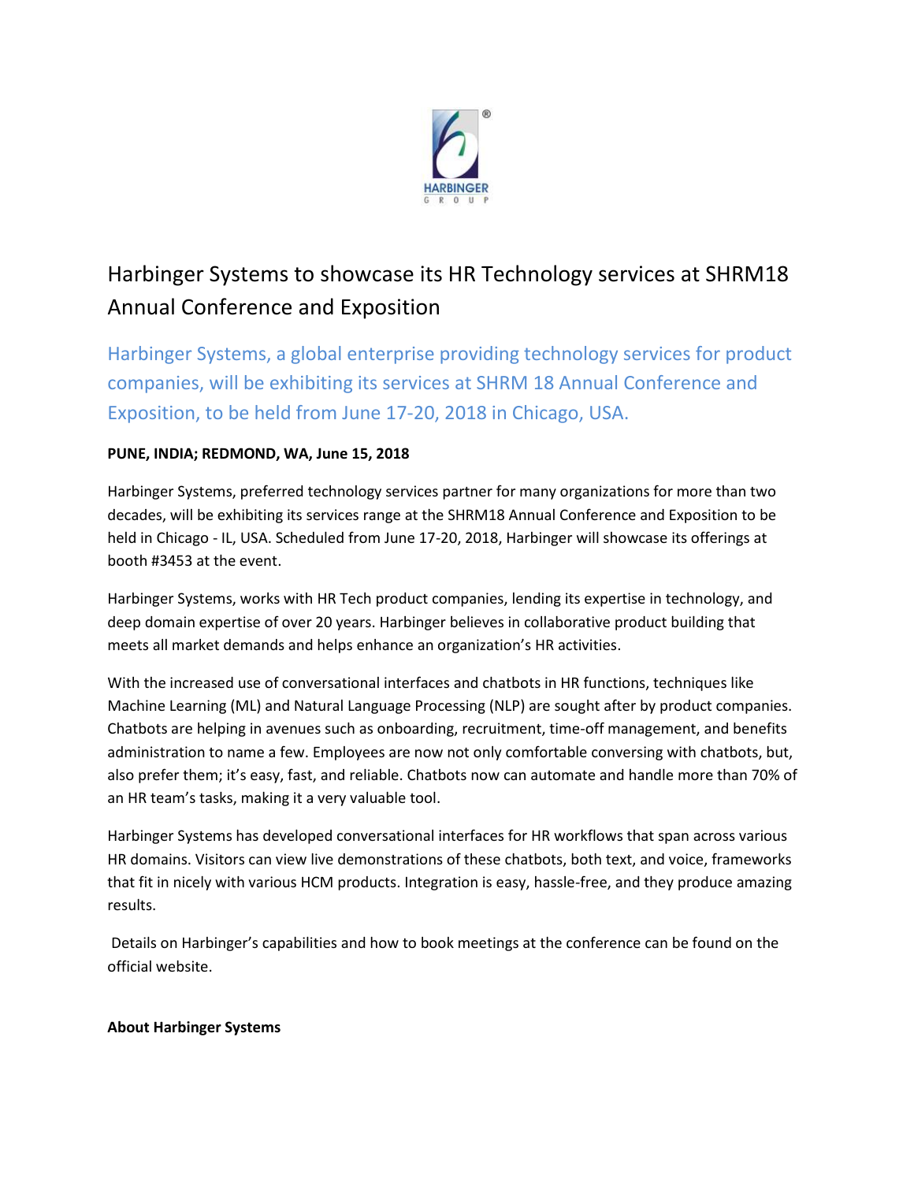# Harbinger Systems to showcase its HR Technology services at SHRM18 Annual Conference and Exposition

## Harbinger Systems, a global enterprise providing technology services for product companies, will be exhibiting its services at SHRM 18 Annual Conference and Exposition, to be held from June 17-20, 2018 in Chicago, USA.

**PUNE, INDIA; REDMOND, WA, June 15, 2018**

Harbinger Systems, preferred technology services partner for many organizations for more than two decades, will be exhibiting its services range at the SHRM18 Annual Conference and Exposition to be held in Chicago - IL, USA. Scheduled from June 17-20, 2018, Harbinger will showcase its offerings at booth #3453 at the event.

Harbinger Systems, works with HR Tech product companies, lending its expertise in technology, and deep domain expertise of over 20 years. Harbinger believes in collaborative product building that meets all market demands and helps enhance an organization's HR activities.

With the increased use of conversational interfaces and chatbots in HR functions, techniques like Machine Learning (ML) and Natural Language Processing (NLP) are sought after by product companies. Chatbots are helping in avenues such as onboarding, recruitment, time-off management, and benefits administration to name a few. Employees are now not only comfortable conversing with chatbots, but, also prefer them; it's easy, fast, and reliable. Chatbots now can automate and handle more than 70% of an HR team's tasks, making it a very valuable tool.

Harbinger Systems has developed conversational interfaces for HR workflows that span across various HR domains. Visitors can view live demonstrations of these chatbots, both text, and voice, frameworks that fit in nicely with various HCM products. Integration is easy, hassle-free, and they produce amazing results.

Details on Harbinger's capabilities and how to book meetings at the conference can be found on the official website.

**About Harbinger Systems**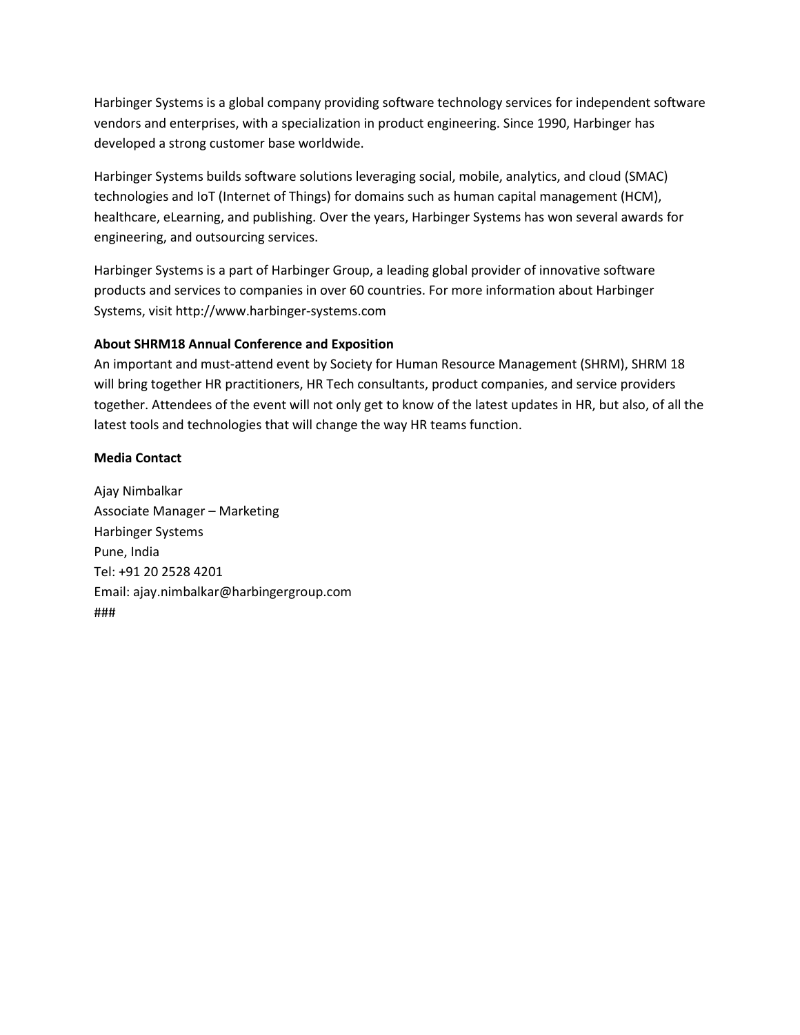Harbinger Systems is a global company providing software technology services for independent software vendors and enterprises, with a specialization in product engineering. Since 1990, Harbinger has developed a strong customer base worldwide.

Harbinger Systems builds software solutions leveraging social, mobile, analytics, and cloud (SMAC) technologies and IoT (Internet of Things) for domains such as human capital management (HCM), healthcare, eLearning, and publishing. Over the years, Harbinger Systems has won several awards for engineering, and outsourcing services.

Harbinger Systems is a part of Harbinger Group, a leading global provider of innovative software products and services to companies in over 60 countries. For more information about Harbinger Systems, visit http://www.harbinger-systems.com

**About SHRM18 Annual Conference and Exposition**

An important and must-attend event by Society for Human Resource Management (SHRM), SHRM 18 will bring together HR practitioners, HR Tech consultants, product companies, and service providers together. Attendees of the event will not only get to know of the latest updates in HR, but also, of all the latest tools and technologies that will change the way HR teams function.

**Media Contact**

Ajay Nimbalkar
Associate Manager – Marketing
Harbinger Systems
Pune, India
Tel: +91 20 2528 4201
Email: ajay.nimbalkar@harbingergroup.com
###